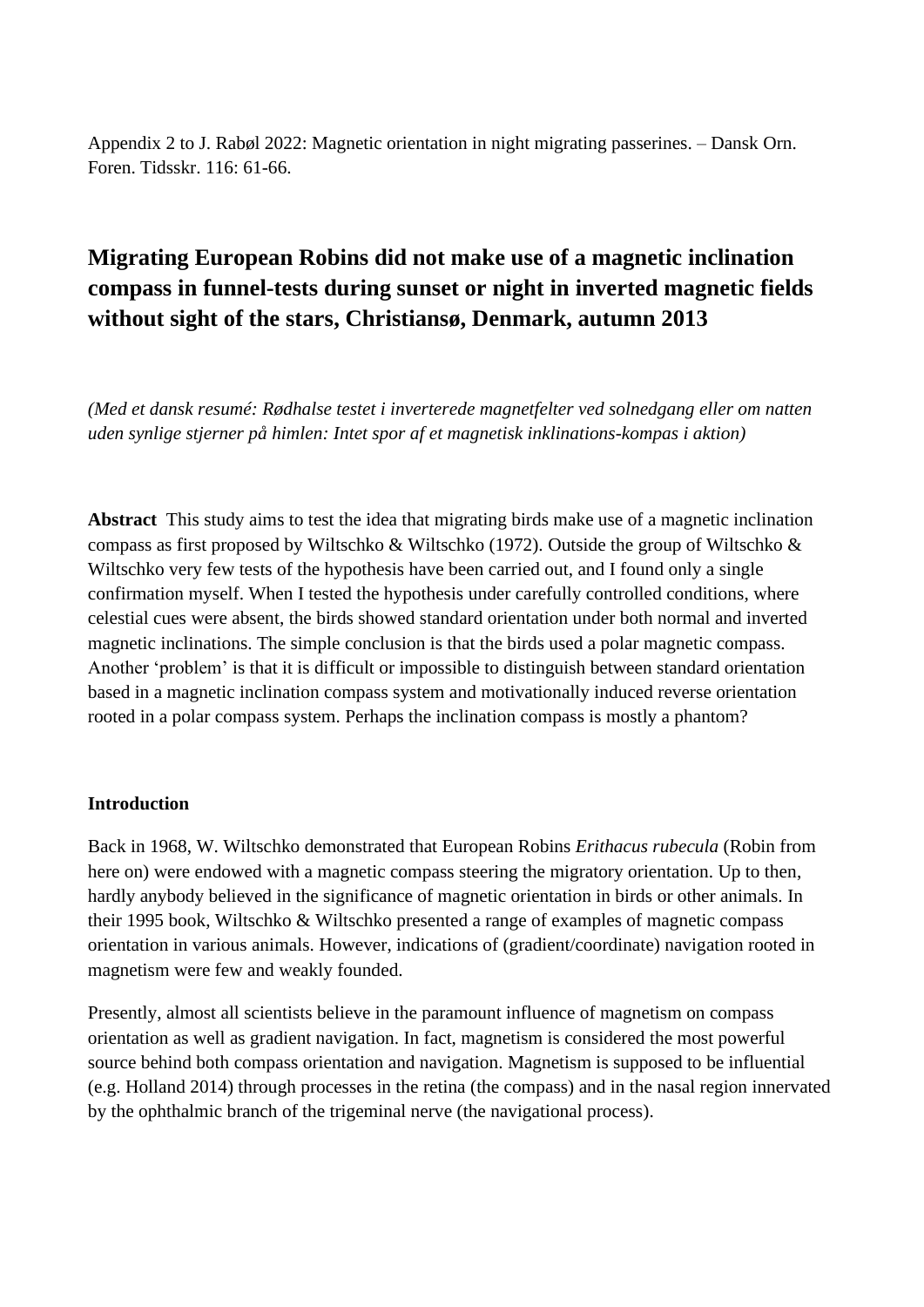Appendix 2 to J. Rabøl 2022: Magnetic orientation in night migrating passerines. – Dansk Orn. Foren. Tidsskr. 116: 61-66.

# Migrating European Robins did not make use of a magnetic inclination compass in funnel-tests during sunset or night in inverted magnetic fields without sight of the stars, Christiansø, Denmark, autumn 2013

*(Med et dansk resumé: Rødhalse testet i inverterede magnetfelter ved solnedgang eller om natten uden synlige stjerner på himlen: Intet spor af et magnetisk inklinations-kompas i aktion)*

**Abstract** This study aims to test the idea that migrating birds make use of a magnetic inclination compass as first proposed by Wiltschko & Wiltschko (1972). Outside the group of Wiltschko & Wiltschko very few tests of the hypothesis have been carried out, and I found only a single confirmation myself. When I tested the hypothesis under carefully controlled conditions, where celestial cues were absent, the birds showed standard orientation under both normal and inverted magnetic inclinations. The simple conclusion is that the birds used a polar magnetic compass. Another 'problem' is that it is difficult or impossible to distinguish between standard orientation based in a magnetic inclination compass system and motivationally induced reverse orientation rooted in a polar compass system. Perhaps the inclination compass is mostly a phantom?

## Introduction

Back in 1968, W. Wiltschko demonstrated that European Robins *Erithacus rubecula* (Robin from here on) were endowed with a magnetic compass steering the migratory orientation. Up to then, hardly anybody believed in the significance of magnetic orientation in birds or other animals. In their 1995 book, Wiltschko & Wiltschko presented a range of examples of magnetic compass orientation in various animals. However, indications of (gradient/coordinate) navigation rooted in magnetism were few and weakly founded.

Presently, almost all scientists believe in the paramount influence of magnetism on compass orientation as well as gradient navigation. In fact, magnetism is considered the most powerful source behind both compass orientation and navigation. Magnetism is supposed to be influential (e.g. Holland 2014) through processes in the retina (the compass) and in the nasal region innervated by the ophthalmic branch of the trigeminal nerve (the navigational process).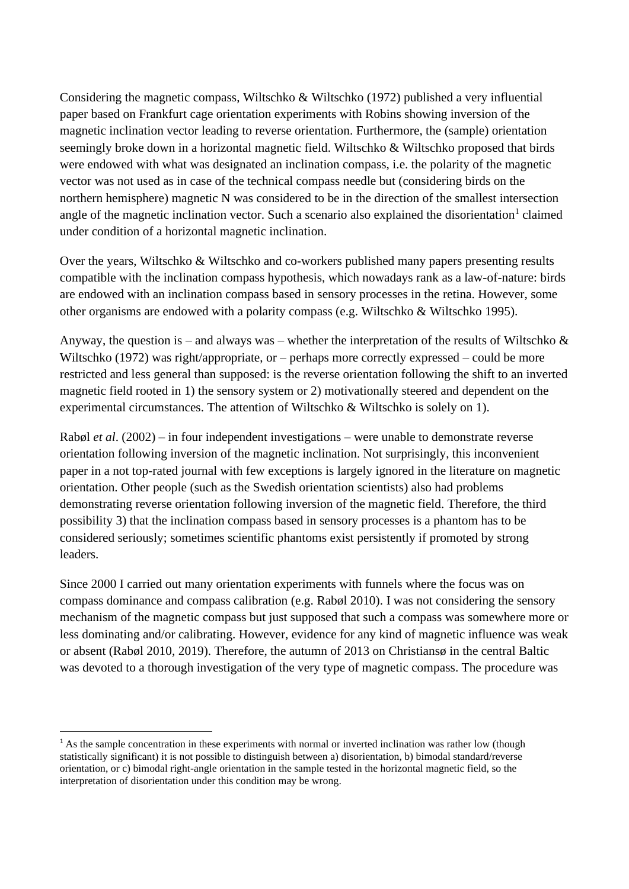Considering the magnetic compass, Wiltschko & Wiltschko (1972) published a very influential paper based on Frankfurt cage orientation experiments with Robins showing inversion of the magnetic inclination vector leading to reverse orientation. Furthermore, the (sample) orientation seemingly broke down in a horizontal magnetic field. Wiltschko & Wiltschko proposed that birds were endowed with what was designated an inclination compass, i.e. the polarity of the magnetic vector was not used as in case of the technical compass needle but (considering birds on the northern hemisphere) magnetic N was considered to be in the direction of the smallest intersection angle of the magnetic inclination vector. Such a scenario also explained the disorientation[1] claimed under condition of a horizontal magnetic inclination.

Over the years, Wiltschko & Wiltschko and co-workers published many papers presenting results compatible with the inclination compass hypothesis, which nowadays rank as a law-of-nature: birds are endowed with an inclination compass based in sensory processes in the retina. However, some other organisms are endowed with a polarity compass (e.g. Wiltschko & Wiltschko 1995).

Anyway, the question is – and always was – whether the interpretation of the results of Wiltschko & Wiltschko (1972) was right/appropriate, or – perhaps more correctly expressed – could be more restricted and less general than supposed: is the reverse orientation following the shift to an inverted magnetic field rooted in 1) the sensory system or 2) motivationally steered and dependent on the experimental circumstances. The attention of Wiltschko & Wiltschko is solely on 1).

Rabøl *et al*. (2002) – in four independent investigations – were unable to demonstrate reverse orientation following inversion of the magnetic inclination. Not surprisingly, this inconvenient paper in a not top-rated journal with few exceptions is largely ignored in the literature on magnetic orientation. Other people (such as the Swedish orientation scientists) also had problems demonstrating reverse orientation following inversion of the magnetic field. Therefore, the third possibility 3) that the inclination compass based in sensory processes is a phantom has to be considered seriously; sometimes scientific phantoms exist persistently if promoted by strong leaders.

Since 2000 I carried out many orientation experiments with funnels where the focus was on compass dominance and compass calibration (e.g. Rabøl 2010). I was not considering the sensory mechanism of the magnetic compass but just supposed that such a compass was somewhere more or less dominating and/or calibrating. However, evidence for any kind of magnetic influence was weak or absent (Rabøl 2010, 2019). Therefore, the autumn of 2013 on Christiansø in the central Baltic was devoted to a thorough investigation of the very type of magnetic compass. The procedure was

[1] As the sample concentration in these experiments with normal or inverted inclination was rather low (though statistically significant) it is not possible to distinguish between a) disorientation, b) bimodal standard/reverse orientation, or c) bimodal right-angle orientation in the sample tested in the horizontal magnetic field, so the interpretation of disorientation under this condition may be wrong.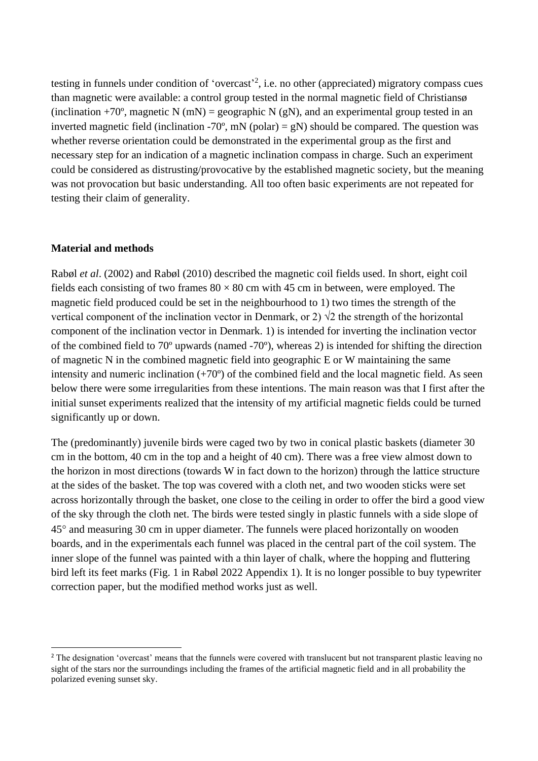testing in funnels under condition of 'overcast'[2], i.e. no other (appreciated) migratory compass cues than magnetic were available: a control group tested in the normal magnetic field of Christiansø (inclination +70º, magnetic N (mN) = geographic N (gN), and an experimental group tested in an inverted magnetic field (inclination -70º, mN (polar) = gN) should be compared. The question was whether reverse orientation could be demonstrated in the experimental group as the first and necessary step for an indication of a magnetic inclination compass in charge. Such an experiment could be considered as distrusting/provocative by the established magnetic society, but the meaning was not provocation but basic understanding. All too often basic experiments are not repeated for testing their claim of generality.

## Material and methods

Rabøl *et al*. (2002) and Rabøl (2010) described the magnetic coil fields used. In short, eight coil fields each consisting of two frames 80 × 80 cm with 45 cm in between, were employed. The magnetic field produced could be set in the neighbourhood to 1) two times the strength of the vertical component of the inclination vector in Denmark, or 2) √2 the strength of the horizontal component of the inclination vector in Denmark. 1) is intended for inverting the inclination vector of the combined field to 70º upwards (named -70º), whereas 2) is intended for shifting the direction of magnetic N in the combined magnetic field into geographic E or W maintaining the same intensity and numeric inclination (+70º) of the combined field and the local magnetic field. As seen below there were some irregularities from these intentions. The main reason was that I first after the initial sunset experiments realized that the intensity of my artificial magnetic fields could be turned significantly up or down.

The (predominantly) juvenile birds were caged two by two in conical plastic baskets (diameter 30 cm in the bottom, 40 cm in the top and a height of 40 cm). There was a free view almost down to the horizon in most directions (towards W in fact down to the horizon) through the lattice structure at the sides of the basket. The top was covered with a cloth net, and two wooden sticks were set across horizontally through the basket, one close to the ceiling in order to offer the bird a good view of the sky through the cloth net. The birds were tested singly in plastic funnels with a side slope of 45° and measuring 30 cm in upper diameter. The funnels were placed horizontally on wooden boards, and in the experimentals each funnel was placed in the central part of the coil system. The inner slope of the funnel was painted with a thin layer of chalk, where the hopping and fluttering bird left its feet marks (Fig. 1 in Rabøl 2022 Appendix 1). It is no longer possible to buy typewriter correction paper, but the modified method works just as well.

---

[2] The designation 'overcast' means that the funnels were covered with translucent but not transparent plastic leaving no sight of the stars nor the surroundings including the frames of the artificial magnetic field and in all probability the polarized evening sunset sky.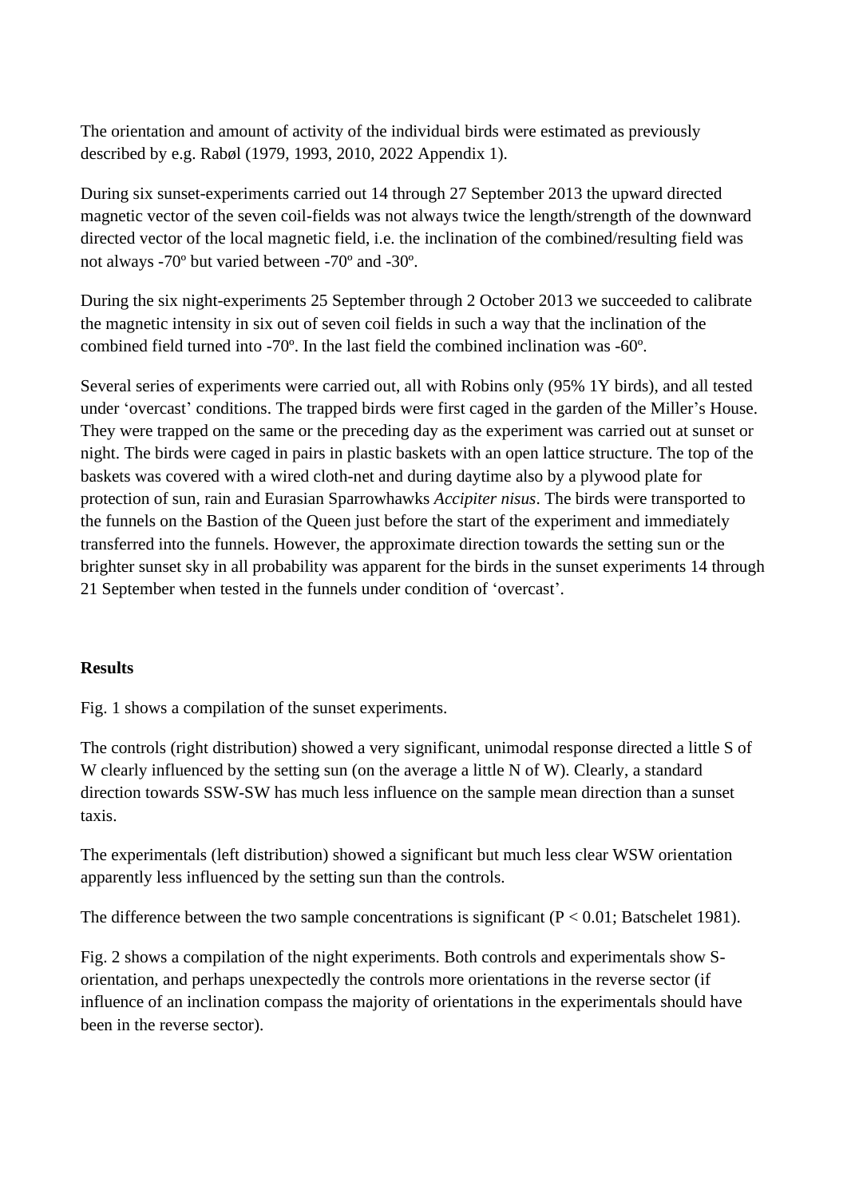The orientation and amount of activity of the individual birds were estimated as previously described by e.g. Rabøl (1979, 1993, 2010, 2022 Appendix 1).

During six sunset-experiments carried out 14 through 27 September 2013 the upward directed magnetic vector of the seven coil-fields was not always twice the length/strength of the downward directed vector of the local magnetic field, i.e. the inclination of the combined/resulting field was not always -70º but varied between -70º and -30º.

During the six night-experiments 25 September through 2 October 2013 we succeeded to calibrate the magnetic intensity in six out of seven coil fields in such a way that the inclination of the combined field turned into -70º. In the last field the combined inclination was -60º.

Several series of experiments were carried out, all with Robins only (95% 1Y birds), and all tested under 'overcast' conditions. The trapped birds were first caged in the garden of the Miller's House. They were trapped on the same or the preceding day as the experiment was carried out at sunset or night. The birds were caged in pairs in plastic baskets with an open lattice structure. The top of the baskets was covered with a wired cloth-net and during daytime also by a plywood plate for protection of sun, rain and Eurasian Sparrowhawks *Accipiter nisus*. The birds were transported to the funnels on the Bastion of the Queen just before the start of the experiment and immediately transferred into the funnels. However, the approximate direction towards the setting sun or the brighter sunset sky in all probability was apparent for the birds in the sunset experiments 14 through 21 September when tested in the funnels under condition of 'overcast'.

**Results**

Fig. 1 shows a compilation of the sunset experiments.

The controls (right distribution) showed a very significant, unimodal response directed a little S of W clearly influenced by the setting sun (on the average a little N of W). Clearly, a standard direction towards SSW-SW has much less influence on the sample mean direction than a sunset taxis.

The experimentals (left distribution) showed a significant but much less clear WSW orientation apparently less influenced by the setting sun than the controls.

The difference between the two sample concentrations is significant ($P < 0.01$; Batschelet 1981).

Fig. 2 shows a compilation of the night experiments. Both controls and experimentals show S-orientation, and perhaps unexpectedly the controls more orientations in the reverse sector (if influence of an inclination compass the majority of orientations in the experimentals should have been in the reverse sector).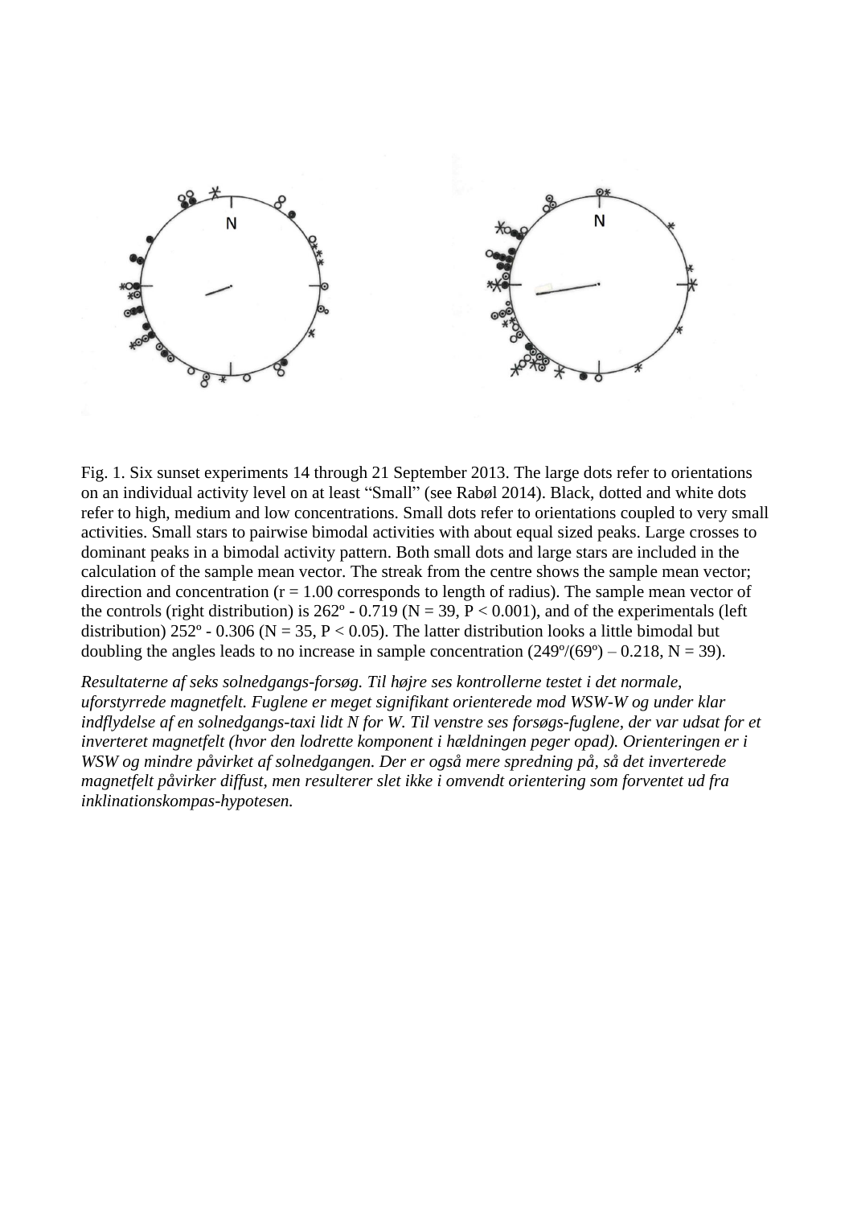Fig. 1. Six sunset experiments 14 through 21 September 2013. The large dots refer to orientations on an individual activity level on at least "Small" (see Rabøl 2014). Black, dotted and white dots refer to high, medium and low concentrations. Small dots refer to orientations coupled to very small activities. Small stars to pairwise bimodal activities with about equal sized peaks. Large crosses to dominant peaks in a bimodal activity pattern. Both small dots and large stars are included in the calculation of the sample mean vector. The streak from the centre shows the sample mean vector; direction and concentration ($r = 1.00$ corresponds to length of radius). The sample mean vector of the controls (right distribution) is 262º - 0.719 ($N = 39$, $P < 0.001$), and of the experimentals (left distribution) 252º - 0.306 ($N = 35$, $P < 0.05$). The latter distribution looks a little bimodal but doubling the angles leads to no increase in sample concentration (249º/(69º) – 0.218, $N = 39$).

*Resultaterne af seks solnedgangs-forsøg. Til højre ses kontrollerne testet i det normale, uforstyrrede magnetfelt. Fuglene er meget signifikant orienterede mod WSW-W og under klar indflydelse af en solnedgangs-taxi lidt N for W. Til venstre ses forsøgs-fuglene, der var udsat for et inverteret magnetfelt (hvor den lodrette komponent i hældningen peger opad). Orienteringen er i WSW og mindre påvirket af solnedgangen. Der er også mere spredning på, så det inverterede magnetfelt påvirker diffust, men resulterer slet ikke i omvendt orientering som forventet ud fra inklinationskompas-hypotesen.*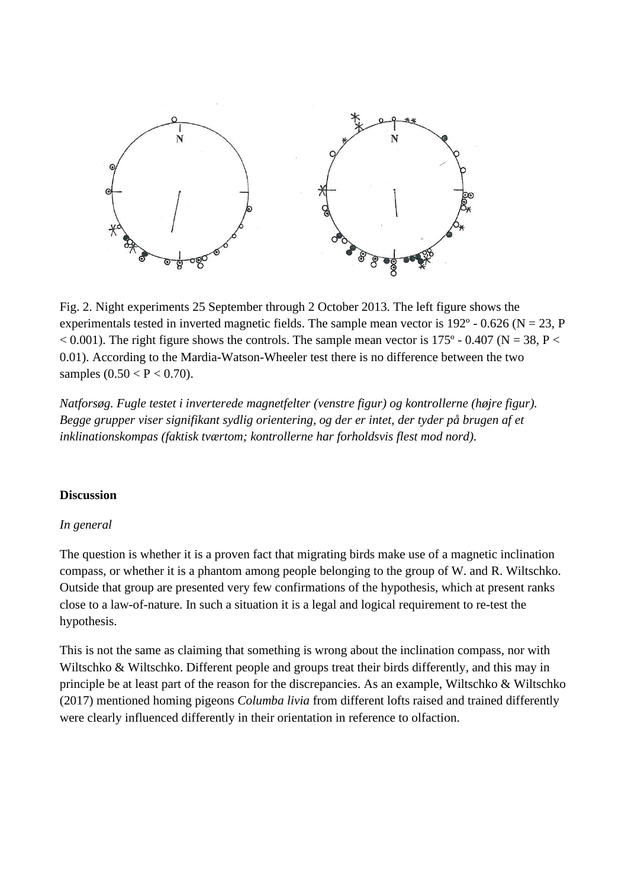Fig. 2. Night experiments 25 September through 2 October 2013. The left figure shows the experimentals tested in inverted magnetic fields. The sample mean vector is 192º - 0.626 ($N = 23$, $P < 0.001$). The right figure shows the controls. The sample mean vector is 175º - 0.407 ($N = 38$, $P < 0.01$). According to the Mardia-Watson-Wheeler test there is no difference between the two samples ($0.50 < P < 0.70$).

*Natforsøg. Fugle testet i inverterede magnetfelter (venstre figur) og kontrollerne (højre figur). Begge grupper viser signifikant sydlig orientering, og der er intet, der tyder på brugen af et inklinationskompas (faktisk tværtom; kontrollerne har forholdsvis flest mod nord).*

**Discussion**

*In general*

The question is whether it is a proven fact that migrating birds make use of a magnetic inclination compass, or whether it is a phantom among people belonging to the group of W. and R. Wiltschko. Outside that group are presented very few confirmations of the hypothesis, which at present ranks close to a law-of-nature. In such a situation it is a legal and logical requirement to re-test the hypothesis.

This is not the same as claiming that something is wrong about the inclination compass, nor with Wiltschko & Wiltschko. Different people and groups treat their birds differently, and this may in principle be at least part of the reason for the discrepancies. As an example, Wiltschko & Wiltschko (2017) mentioned homing pigeons *Columba livia* from different lofts raised and trained differently were clearly influenced differently in their orientation in reference to olfaction.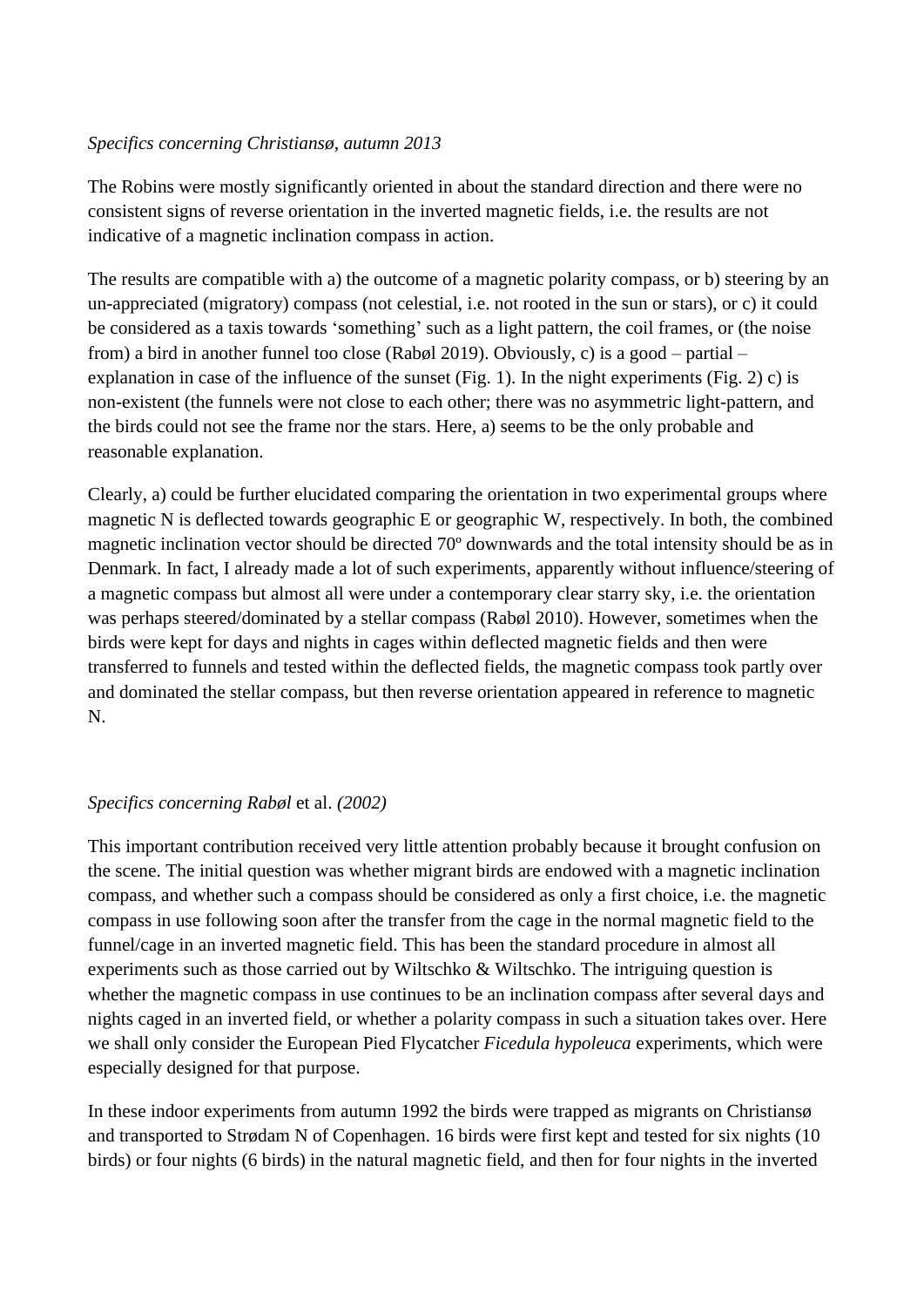*Specifics concerning Christiansø, autumn 2013*

The Robins were mostly significantly oriented in about the standard direction and there were no consistent signs of reverse orientation in the inverted magnetic fields, i.e. the results are not indicative of a magnetic inclination compass in action.

The results are compatible with a) the outcome of a magnetic polarity compass, or b) steering by an un-appreciated (migratory) compass (not celestial, i.e. not rooted in the sun or stars), or c) it could be considered as a taxis towards 'something' such as a light pattern, the coil frames, or (the noise from) a bird in another funnel too close (Rabøl 2019). Obviously, c) is a good – partial – explanation in case of the influence of the sunset (Fig. 1). In the night experiments (Fig. 2) c) is non-existent (the funnels were not close to each other; there was no asymmetric light-pattern, and the birds could not see the frame nor the stars. Here, a) seems to be the only probable and reasonable explanation.

Clearly, a) could be further elucidated comparing the orientation in two experimental groups where magnetic N is deflected towards geographic E or geographic W, respectively. In both, the combined magnetic inclination vector should be directed 70º downwards and the total intensity should be as in Denmark. In fact, I already made a lot of such experiments, apparently without influence/steering of a magnetic compass but almost all were under a contemporary clear starry sky, i.e. the orientation was perhaps steered/dominated by a stellar compass (Rabøl 2010). However, sometimes when the birds were kept for days and nights in cages within deflected magnetic fields and then were transferred to funnels and tested within the deflected fields, the magnetic compass took partly over and dominated the stellar compass, but then reverse orientation appeared in reference to magnetic N.

*Specifics concerning Rabøl* et al. *(2002)*

This important contribution received very little attention probably because it brought confusion on the scene. The initial question was whether migrant birds are endowed with a magnetic inclination compass, and whether such a compass should be considered as only a first choice, i.e. the magnetic compass in use following soon after the transfer from the cage in the normal magnetic field to the funnel/cage in an inverted magnetic field. This has been the standard procedure in almost all experiments such as those carried out by Wiltschko & Wiltschko. The intriguing question is whether the magnetic compass in use continues to be an inclination compass after several days and nights caged in an inverted field, or whether a polarity compass in such a situation takes over. Here we shall only consider the European Pied Flycatcher *Ficedula hypoleuca* experiments, which were especially designed for that purpose.

In these indoor experiments from autumn 1992 the birds were trapped as migrants on Christiansø and transported to Strødam N of Copenhagen. 16 birds were first kept and tested for six nights (10 birds) or four nights (6 birds) in the natural magnetic field, and then for four nights in the inverted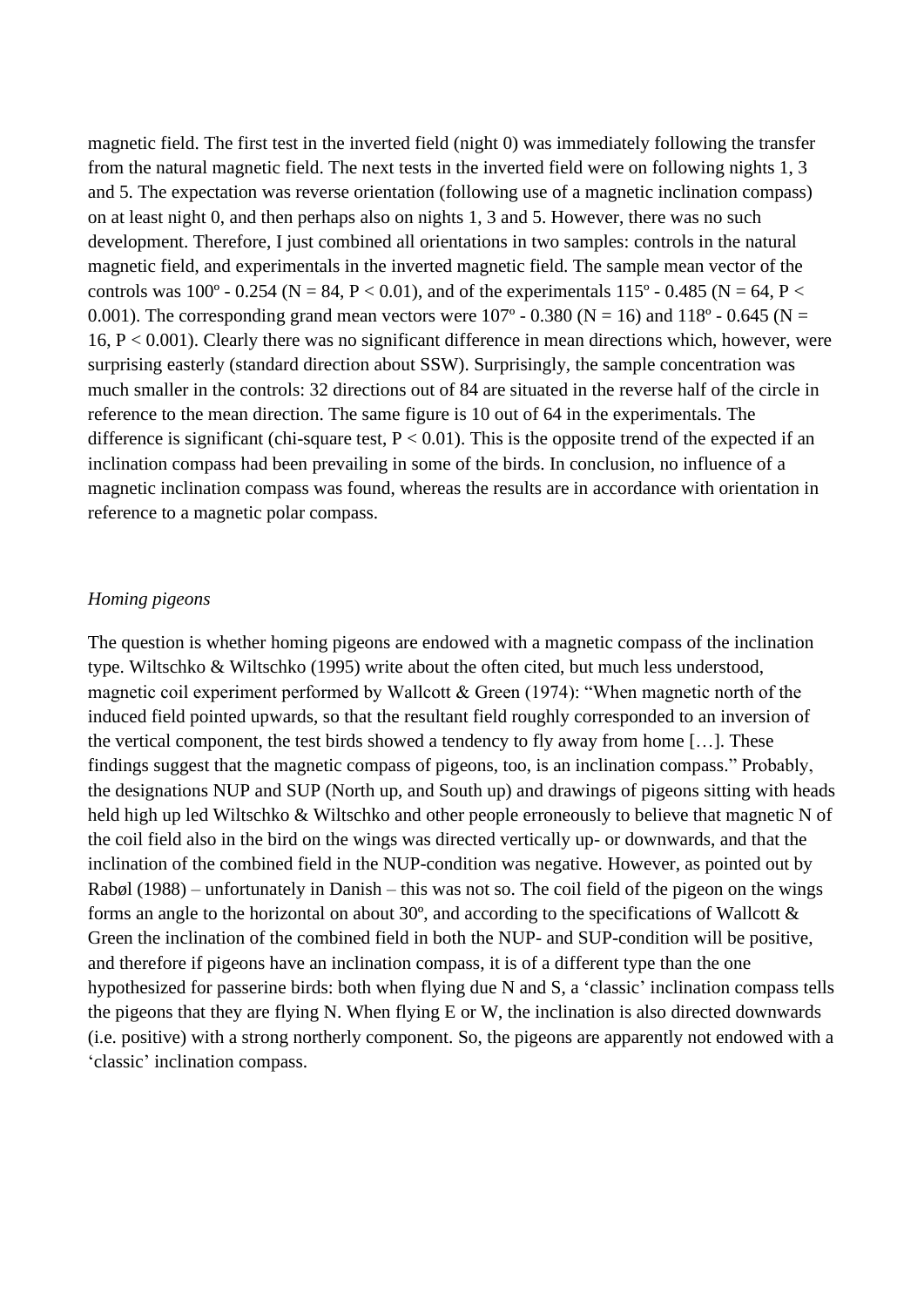magnetic field. The first test in the inverted field (night 0) was immediately following the transfer from the natural magnetic field. The next tests in the inverted field were on following nights 1, 3 and 5. The expectation was reverse orientation (following use of a magnetic inclination compass) on at least night 0, and then perhaps also on nights 1, 3 and 5. However, there was no such development. Therefore, I just combined all orientations in two samples: controls in the natural magnetic field, and experimentals in the inverted magnetic field. The sample mean vector of the controls was 100º - 0.254 ($N = 84$, $P < 0.01$), and of the experimentals 115º - 0.485 ($N = 64$, $P < 0.001$). The corresponding grand mean vectors were 107º - 0.380 ($N = 16$) and 118º - 0.645 ($N = 16$, $P < 0.001$). Clearly there was no significant difference in mean directions which, however, were surprising easterly (standard direction about SSW). Surprisingly, the sample concentration was much smaller in the controls: 32 directions out of 84 are situated in the reverse half of the circle in reference to the mean direction. The same figure is 10 out of 64 in the experimentals. The difference is significant (chi-square test, $P < 0.01$). This is the opposite trend of the expected if an inclination compass had been prevailing in some of the birds. In conclusion, no influence of a magnetic inclination compass was found, whereas the results are in accordance with orientation in reference to a magnetic polar compass.

*Homing pigeons*

The question is whether homing pigeons are endowed with a magnetic compass of the inclination type. Wiltschko & Wiltschko (1995) write about the often cited, but much less understood, magnetic coil experiment performed by Wallcott & Green (1974): "When magnetic north of the induced field pointed upwards, so that the resultant field roughly corresponded to an inversion of the vertical component, the test birds showed a tendency to fly away from home […]. These findings suggest that the magnetic compass of pigeons, too, is an inclination compass." Probably, the designations NUP and SUP (North up, and South up) and drawings of pigeons sitting with heads held high up led Wiltschko & Wiltschko and other people erroneously to believe that magnetic N of the coil field also in the bird on the wings was directed vertically up- or downwards, and that the inclination of the combined field in the NUP-condition was negative. However, as pointed out by Rabøl (1988) – unfortunately in Danish – this was not so. The coil field of the pigeon on the wings forms an angle to the horizontal on about 30º, and according to the specifications of Wallcott & Green the inclination of the combined field in both the NUP- and SUP-condition will be positive, and therefore if pigeons have an inclination compass, it is of a different type than the one hypothesized for passerine birds: both when flying due N and S, a 'classic' inclination compass tells the pigeons that they are flying N. When flying E or W, the inclination is also directed downwards (i.e. positive) with a strong northerly component. So, the pigeons are apparently not endowed with a 'classic' inclination compass.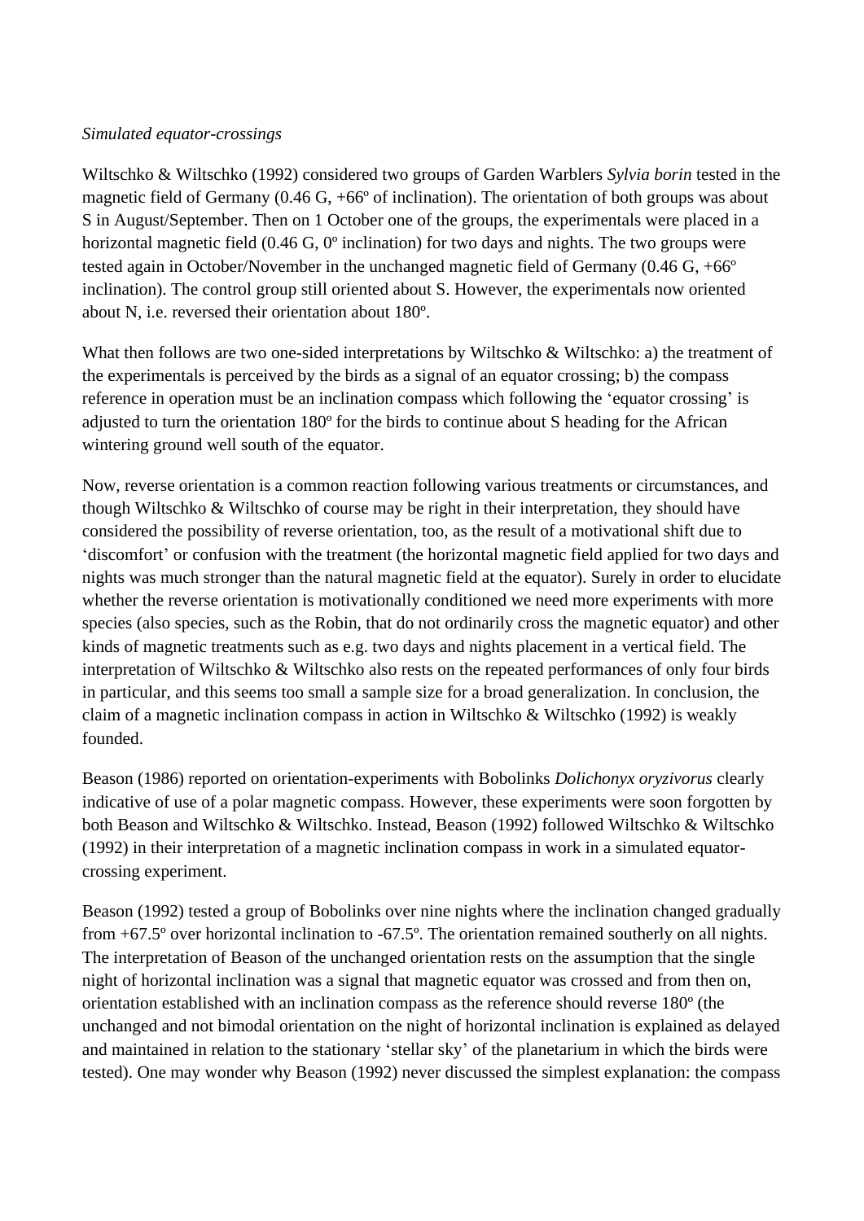*Simulated equator-crossings*

Wiltschko & Wiltschko (1992) considered two groups of Garden Warblers *Sylvia borin* tested in the magnetic field of Germany (0.46 G, +66º of inclination). The orientation of both groups was about S in August/September. Then on 1 October one of the groups, the experimentals were placed in a horizontal magnetic field (0.46 G, 0º inclination) for two days and nights. The two groups were tested again in October/November in the unchanged magnetic field of Germany (0.46 G, +66º inclination). The control group still oriented about S. However, the experimentals now oriented about N, i.e. reversed their orientation about 180º.

What then follows are two one-sided interpretations by Wiltschko & Wiltschko: a) the treatment of the experimentals is perceived by the birds as a signal of an equator crossing; b) the compass reference in operation must be an inclination compass which following the 'equator crossing' is adjusted to turn the orientation 180º for the birds to continue about S heading for the African wintering ground well south of the equator.

Now, reverse orientation is a common reaction following various treatments or circumstances, and though Wiltschko & Wiltschko of course may be right in their interpretation, they should have considered the possibility of reverse orientation, too, as the result of a motivational shift due to 'discomfort' or confusion with the treatment (the horizontal magnetic field applied for two days and nights was much stronger than the natural magnetic field at the equator). Surely in order to elucidate whether the reverse orientation is motivationally conditioned we need more experiments with more species (also species, such as the Robin, that do not ordinarily cross the magnetic equator) and other kinds of magnetic treatments such as e.g. two days and nights placement in a vertical field. The interpretation of Wiltschko & Wiltschko also rests on the repeated performances of only four birds in particular, and this seems too small a sample size for a broad generalization. In conclusion, the claim of a magnetic inclination compass in action in Wiltschko & Wiltschko (1992) is weakly founded.

Beason (1986) reported on orientation-experiments with Bobolinks *Dolichonyx oryzivorus* clearly indicative of use of a polar magnetic compass. However, these experiments were soon forgotten by both Beason and Wiltschko & Wiltschko. Instead, Beason (1992) followed Wiltschko & Wiltschko (1992) in their interpretation of a magnetic inclination compass in work in a simulated equator-crossing experiment.

Beason (1992) tested a group of Bobolinks over nine nights where the inclination changed gradually from +67.5º over horizontal inclination to -67.5º. The orientation remained southerly on all nights. The interpretation of Beason of the unchanged orientation rests on the assumption that the single night of horizontal inclination was a signal that magnetic equator was crossed and from then on, orientation established with an inclination compass as the reference should reverse 180º (the unchanged and not bimodal orientation on the night of horizontal inclination is explained as delayed and maintained in relation to the stationary 'stellar sky' of the planetarium in which the birds were tested). One may wonder why Beason (1992) never discussed the simplest explanation: the compass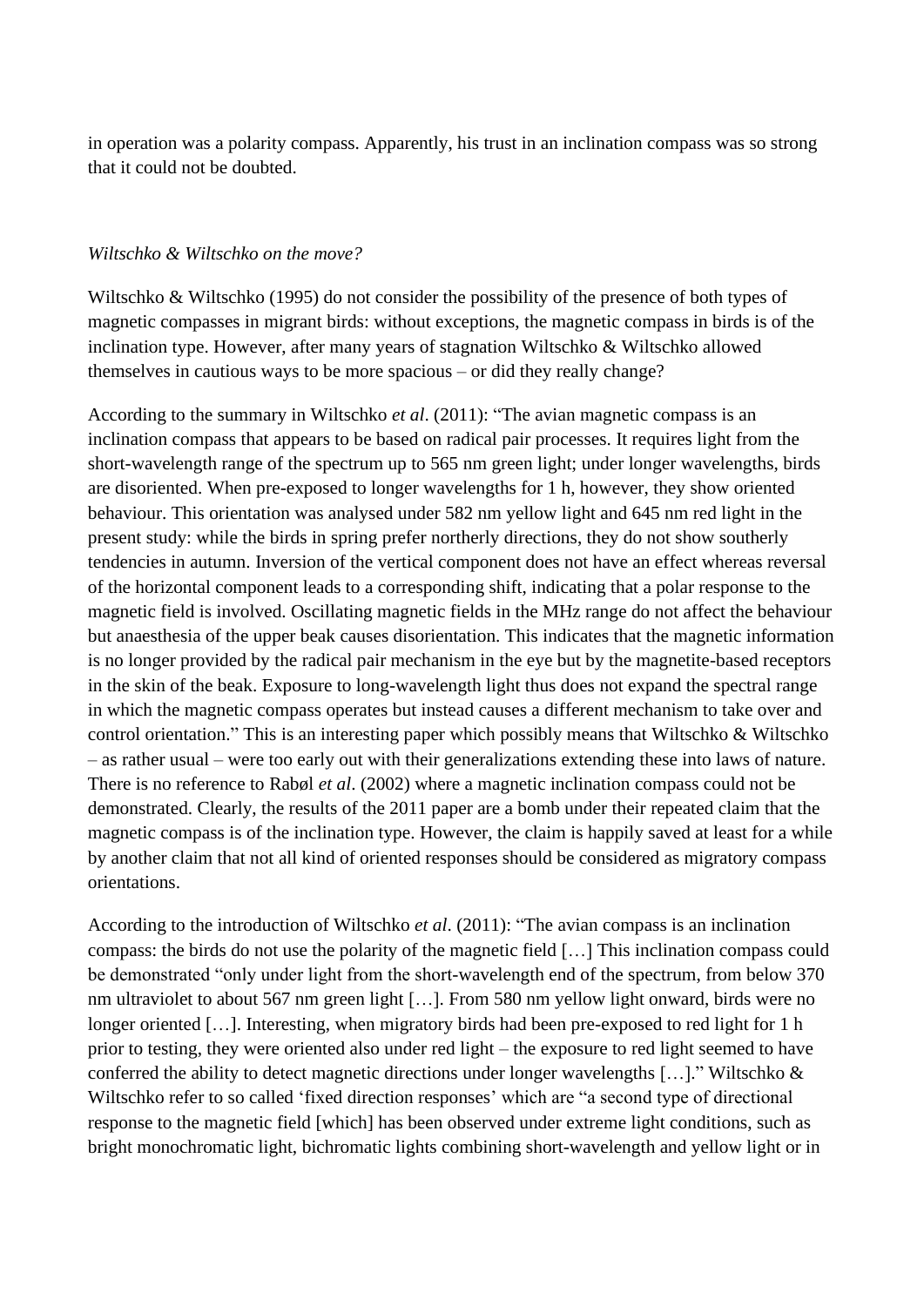in operation was a polarity compass. Apparently, his trust in an inclination compass was so strong that it could not be doubted.

*Wiltschko & Wiltschko on the move?*

Wiltschko & Wiltschko (1995) do not consider the possibility of the presence of both types of magnetic compasses in migrant birds: without exceptions, the magnetic compass in birds is of the inclination type. However, after many years of stagnation Wiltschko & Wiltschko allowed themselves in cautious ways to be more spacious – or did they really change?

According to the summary in Wiltschko *et al*. (2011): "The avian magnetic compass is an inclination compass that appears to be based on radical pair processes. It requires light from the short-wavelength range of the spectrum up to 565 nm green light; under longer wavelengths, birds are disoriented. When pre-exposed to longer wavelengths for 1 h, however, they show oriented behaviour. This orientation was analysed under 582 nm yellow light and 645 nm red light in the present study: while the birds in spring prefer northerly directions, they do not show southerly tendencies in autumn. Inversion of the vertical component does not have an effect whereas reversal of the horizontal component leads to a corresponding shift, indicating that a polar response to the magnetic field is involved. Oscillating magnetic fields in the MHz range do not affect the behaviour but anaesthesia of the upper beak causes disorientation. This indicates that the magnetic information is no longer provided by the radical pair mechanism in the eye but by the magnetite-based receptors in the skin of the beak. Exposure to long-wavelength light thus does not expand the spectral range in which the magnetic compass operates but instead causes a different mechanism to take over and control orientation." This is an interesting paper which possibly means that Wiltschko & Wiltschko – as rather usual – were too early out with their generalizations extending these into laws of nature. There is no reference to Rabøl *et al*. (2002) where a magnetic inclination compass could not be demonstrated. Clearly, the results of the 2011 paper are a bomb under their repeated claim that the magnetic compass is of the inclination type. However, the claim is happily saved at least for a while by another claim that not all kind of oriented responses should be considered as migratory compass orientations.

According to the introduction of Wiltschko *et al*. (2011): "The avian compass is an inclination compass: the birds do not use the polarity of the magnetic field […] This inclination compass could be demonstrated "only under light from the short-wavelength end of the spectrum, from below 370 nm ultraviolet to about 567 nm green light […]. From 580 nm yellow light onward, birds were no longer oriented […]. Interesting, when migratory birds had been pre-exposed to red light for 1 h prior to testing, they were oriented also under red light – the exposure to red light seemed to have conferred the ability to detect magnetic directions under longer wavelengths […]." Wiltschko & Wiltschko refer to so called 'fixed direction responses' which are "a second type of directional response to the magnetic field [which] has been observed under extreme light conditions, such as bright monochromatic light, bichromatic lights combining short-wavelength and yellow light or in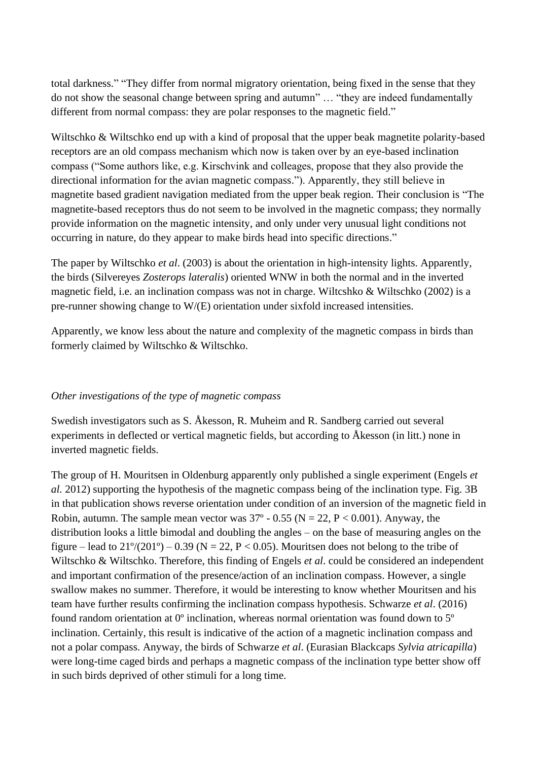total darkness." "They differ from normal migratory orientation, being fixed in the sense that they do not show the seasonal change between spring and autumn" … "they are indeed fundamentally different from normal compass: they are polar responses to the magnetic field."

Wiltschko & Wiltschko end up with a kind of proposal that the upper beak magnetite polarity-based receptors are an old compass mechanism which now is taken over by an eye-based inclination compass ("Some authors like, e.g. Kirschvink and colleages, propose that they also provide the directional information for the avian magnetic compass."). Apparently, they still believe in magnetite based gradient navigation mediated from the upper beak region. Their conclusion is "The magnetite-based receptors thus do not seem to be involved in the magnetic compass; they normally provide information on the magnetic intensity, and only under very unusual light conditions not occurring in nature, do they appear to make birds head into specific directions."

The paper by Wiltschko *et al*. (2003) is about the orientation in high-intensity lights. Apparently, the birds (Silvereyes *Zosterops lateralis*) oriented WNW in both the normal and in the inverted magnetic field, i.e. an inclination compass was not in charge. Wiltcshko & Wiltschko (2002) is a pre-runner showing change to W/(E) orientation under sixfold increased intensities.

Apparently, we know less about the nature and complexity of the magnetic compass in birds than formerly claimed by Wiltschko & Wiltschko.

*Other investigations of the type of magnetic compass*

Swedish investigators such as S. Åkesson, R. Muheim and R. Sandberg carried out several experiments in deflected or vertical magnetic fields, but according to Åkesson (in litt.) none in inverted magnetic fields.

The group of H. Mouritsen in Oldenburg apparently only published a single experiment (Engels *et al.* 2012) supporting the hypothesis of the magnetic compass being of the inclination type. Fig. 3B in that publication shows reverse orientation under condition of an inversion of the magnetic field in Robin, autumn. The sample mean vector was 37º - 0.55 ($N = 22$, $P < 0.001$). Anyway, the distribution looks a little bimodal and doubling the angles – on the base of measuring angles on the figure – lead to 21º/(201º) – 0.39 ($N = 22$, $P < 0.05$). Mouritsen does not belong to the tribe of Wiltschko & Wiltschko. Therefore, this finding of Engels *et al*. could be considered an independent and important confirmation of the presence/action of an inclination compass. However, a single swallow makes no summer. Therefore, it would be interesting to know whether Mouritsen and his team have further results confirming the inclination compass hypothesis. Schwarze *et al*. (2016) found random orientation at 0º inclination, whereas normal orientation was found down to 5º inclination. Certainly, this result is indicative of the action of a magnetic inclination compass and not a polar compass. Anyway, the birds of Schwarze *et al*. (Eurasian Blackcaps *Sylvia atricapilla*) were long-time caged birds and perhaps a magnetic compass of the inclination type better show off in such birds deprived of other stimuli for a long time.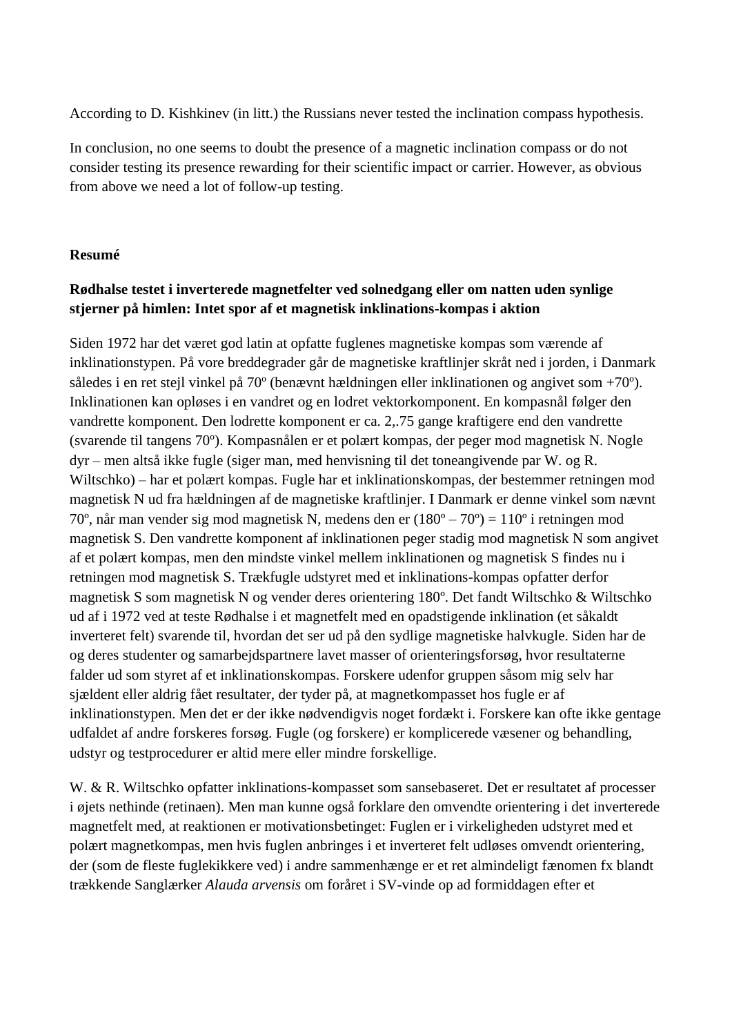According to D. Kishkinev (in litt.) the Russians never tested the inclination compass hypothesis.

In conclusion, no one seems to doubt the presence of a magnetic inclination compass or do not consider testing its presence rewarding for their scientific impact or carrier. However, as obvious from above we need a lot of follow-up testing.

## Resumé

### Rødhalse testet i inverterede magnetfelter ved solnedgang eller om natten uden synlige stjerner på himlen: Intet spor af et magnetisk inklinations-kompas i aktion

Siden 1972 har det været god latin at opfatte fuglenes magnetiske kompas som værende af inklinationstypen. På vore breddegrader går de magnetiske kraftlinjer skråt ned i jorden, i Danmark således i en ret stejl vinkel på 70º (benævnt hældningen eller inklinationen og angivet som +70º). Inklinationen kan opløses i en vandret og en lodret vektorkomponent. En kompasnål følger den vandrette komponent. Den lodrette komponent er ca. 2,.75 gange kraftigere end den vandrette (svarende til tangens 70º). Kompasnålen er et polært kompas, der peger mod magnetisk N. Nogle dyr – men altså ikke fugle (siger man, med henvisning til det toneangivende par W. og R. Wiltschko) – har et polært kompas. Fugle har et inklinationskompas, der bestemmer retningen mod magnetisk N ud fra hældningen af de magnetiske kraftlinjer. I Danmark er denne vinkel som nævnt 70º, når man vender sig mod magnetisk N, medens den er (180º – 70º) = 110º i retningen mod magnetisk S. Den vandrette komponent af inklinationen peger stadig mod magnetisk N som angivet af et polært kompas, men den mindste vinkel mellem inklinationen og magnetisk S findes nu i retningen mod magnetisk S. Trækfugle udstyret med et inklinations-kompas opfatter derfor magnetisk S som magnetisk N og vender deres orientering 180º. Det fandt Wiltschko & Wiltschko ud af i 1972 ved at teste Rødhalse i et magnetfelt med en opadstigende inklination (et såkaldt inverteret felt) svarende til, hvordan det ser ud på den sydlige magnetiske halvkugle. Siden har de og deres studenter og samarbejdspartnere lavet masser of orienteringsforsøg, hvor resultaterne falder ud som styret af et inklinationskompas. Forskere udenfor gruppen såsom mig selv har sjældent eller aldrig fået resultater, der tyder på, at magnetkompasset hos fugle er af inklinationstypen. Men det er der ikke nødvendigvis noget fordækt i. Forskere kan ofte ikke gentage udfaldet af andre forskeres forsøg. Fugle (og forskere) er komplicerede væsener og behandling, udstyr og testprocedurer er altid mere eller mindre forskellige.

W. & R. Wiltschko opfatter inklinations-kompasset som sansebaseret. Det er resultatet af processer i øjets nethinde (retinaen). Men man kunne også forklare den omvendte orientering i det inverterede magnetfelt med, at reaktionen er motivationsbetinget: Fuglen er i virkeligheden udstyret med et polært magnetkompas, men hvis fuglen anbringes i et inverteret felt udløses omvendt orientering, der (som de fleste fuglekikkere ved) i andre sammenhænge er et ret almindeligt fænomen fx blandt trækkende Sanglærker *Alauda arvensis* om foråret i SV-vinde op ad formiddagen efter et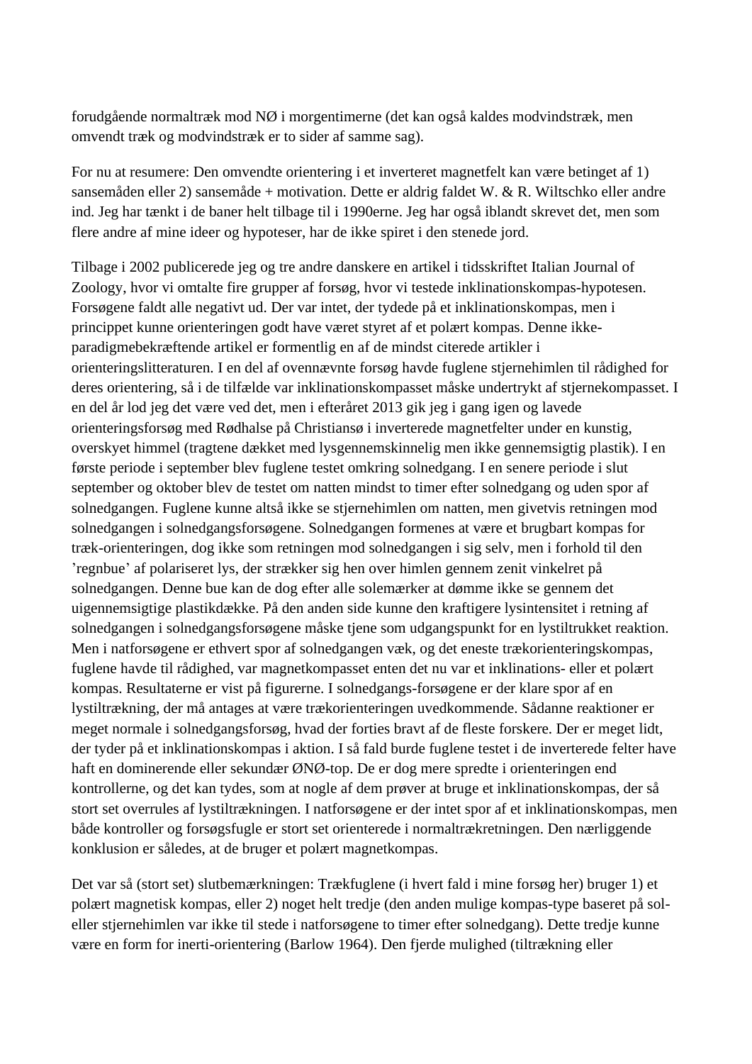forudgående normaltræk mod NØ i morgentimerne (det kan også kaldes modvindstræk, men omvendt træk og modvindstræk er to sider af samme sag).

For nu at resumere: Den omvendte orientering i et inverteret magnetfelt kan være betinget af 1) sansemåden eller 2) sansemåde + motivation. Dette er aldrig faldet W. & R. Wiltschko eller andre ind. Jeg har tænkt i de baner helt tilbage til i 1990erne. Jeg har også iblandt skrevet det, men som flere andre af mine ideer og hypoteser, har de ikke spiret i den stenede jord.

Tilbage i 2002 publicerede jeg og tre andre danskere en artikel i tidsskriftet Italian Journal of Zoology, hvor vi omtalte fire grupper af forsøg, hvor vi testede inklinationskompas-hypotesen. Forsøgene faldt alle negativt ud. Der var intet, der tydede på et inklinationskompas, men i princippet kunne orienteringen godt have været styret af et polært kompas. Denne ikke-paradigmebekræftende artikel er formentlig en af de mindst citerede artikler i orienteringslitteraturen. I en del af ovennævnte forsøg havde fuglene stjernehimlen til rådighed for deres orientering, så i de tilfælde var inklinationskompasset måske undertrykt af stjernekompasset. I en del år lod jeg det være ved det, men i efteråret 2013 gik jeg i gang igen og lavede orienteringsforsøg med Rødhalse på Christiansø i inverterede magnetfelter under en kunstig, overskyet himmel (tragtene dækket med lysgennemskinnelig men ikke gennemsigtig plastik). I en første periode i september blev fuglene testet omkring solnedgang. I en senere periode i slut september og oktober blev de testet om natten mindst to timer efter solnedgang og uden spor af solnedgangen. Fuglene kunne altså ikke se stjernehimlen om natten, men givetvis retningen mod solnedgangen i solnedgangsforsøgene. Solnedgangen formenes at være et brugbart kompas for træk-orienteringen, dog ikke som retningen mod solnedgangen i sig selv, men i forhold til den 'regnbue' af polariseret lys, der strækker sig hen over himlen gennem zenit vinkelret på solnedgangen. Denne bue kan de dog efter alle solemærker at dømme ikke se gennem det uigennemsigtige plastikdække. På den anden side kunne den kraftigere lysintensitet i retning af solnedgangen i solnedgangsforsøgene måske tjene som udgangspunkt for en lystiltrukket reaktion. Men i natforsøgene er ethvert spor af solnedgangen væk, og det eneste trækorienteringskompas, fuglene havde til rådighed, var magnetkompasset enten det nu var et inklinations- eller et polært kompas. Resultaterne er vist på figurerne. I solnedgangs-forsøgene er der klare spor af en lystiltrækning, der må antages at være trækorienteringen uvedkommende. Sådanne reaktioner er meget normale i solnedgangsforsøg, hvad der forties bravt af de fleste forskere. Der er meget lidt, der tyder på et inklinationskompas i aktion. I så fald burde fuglene testet i de inverterede felter have haft en dominerende eller sekundær ØNØ-top. De er dog mere spredte i orienteringen end kontrollerne, og det kan tydes, som at nogle af dem prøver at bruge et inklinationskompas, der så stort set overrules af lystiltrækningen. I natforsøgene er der intet spor af et inklinationskompas, men både kontroller og forsøgsfugle er stort set orienterede i normaltrækretningen. Den nærliggende konklusion er således, at de bruger et polært magnetkompas.

Det var så (stort set) slutbemærkningen: Trækfuglene (i hvert fald i mine forsøg her) bruger 1) et polært magnetisk kompas, eller 2) noget helt tredje (den anden mulige kompas-type baseret på sol- eller stjernehimlen var ikke til stede i natforsøgene to timer efter solnedgang). Dette tredje kunne være en form for inerti-orientering (Barlow 1964). Den fjerde mulighed (tiltrækning eller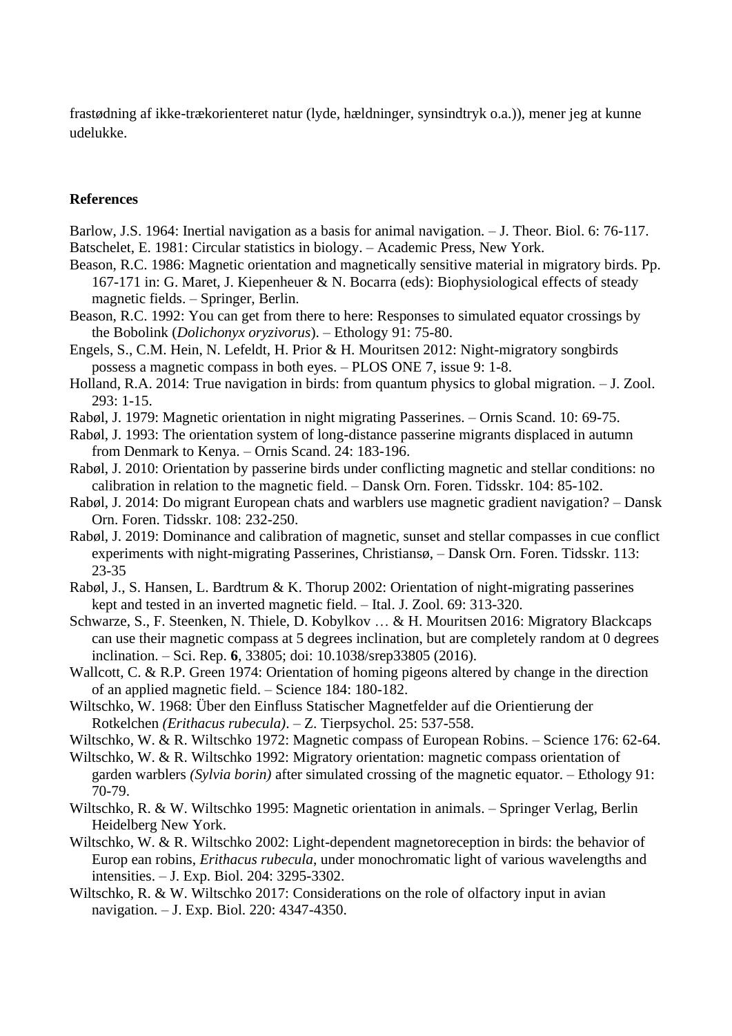frastødning af ikke-trækorienteret natur (lyde, hældninger, synsindtryk o.a.)), mener jeg at kunne udelukke.

**References**

Barlow, J.S. 1964: Inertial navigation as a basis for animal navigation. – J. Theor. Biol. 6: 76-117.

Batschelet, E. 1981: Circular statistics in biology. – Academic Press, New York.

Beason, R.C. 1986: Magnetic orientation and magnetically sensitive material in migratory birds. Pp. 167-171 in: G. Maret, J. Kiepenheuer & N. Bocarra (eds): Biophysiological effects of steady magnetic fields. – Springer, Berlin.

Beason, R.C. 1992: You can get from there to here: Responses to simulated equator crossings by the Bobolink (*Dolichonyx oryzivorus*). – Ethology 91: 75-80.

Engels, S., C.M. Hein, N. Lefeldt, H. Prior & H. Mouritsen 2012: Night-migratory songbirds possess a magnetic compass in both eyes. – PLOS ONE 7, issue 9: 1-8.

Holland, R.A. 2014: True navigation in birds: from quantum physics to global migration. – J. Zool. 293: 1-15.

Rabøl, J. 1979: Magnetic orientation in night migrating Passerines. – Ornis Scand. 10: 69-75.

Rabøl, J. 1993: The orientation system of long-distance passerine migrants displaced in autumn from Denmark to Kenya. – Ornis Scand. 24: 183-196.

Rabøl, J. 2010: Orientation by passerine birds under conflicting magnetic and stellar conditions: no calibration in relation to the magnetic field. – Dansk Orn. Foren. Tidsskr. 104: 85-102.

Rabøl, J. 2014: Do migrant European chats and warblers use magnetic gradient navigation? – Dansk Orn. Foren. Tidsskr. 108: 232-250.

Rabøl, J. 2019: Dominance and calibration of magnetic, sunset and stellar compasses in cue conflict experiments with night-migrating Passerines, Christiansø, – Dansk Orn. Foren. Tidsskr. 113: 23-35

Rabøl, J., S. Hansen, L. Bardtrum & K. Thorup 2002: Orientation of night-migrating passerines kept and tested in an inverted magnetic field. – Ital. J. Zool. 69: 313-320.

Schwarze, S., F. Steenken, N. Thiele, D. Kobylkov … & H. Mouritsen 2016: Migratory Blackcaps can use their magnetic compass at 5 degrees inclination, but are completely random at 0 degrees inclination. – Sci. Rep. **6**, 33805; doi: 10.1038/srep33805 (2016).

Wallcott, C. & R.P. Green 1974: Orientation of homing pigeons altered by change in the direction of an applied magnetic field. – Science 184: 180-182.

Wiltschko, W. 1968: Über den Einfluss Statischer Magnetfelder auf die Orientierung der Rotkelchen *(Erithacus rubecula)*. – Z. Tierpsychol. 25: 537-558.

Wiltschko, W. & R. Wiltschko 1972: Magnetic compass of European Robins. – Science 176: 62-64.

Wiltschko, W. & R. Wiltschko 1992: Migratory orientation: magnetic compass orientation of garden warblers *(Sylvia borin)* after simulated crossing of the magnetic equator. – Ethology 91: 70-79.

Wiltschko, R. & W. Wiltschko 1995: Magnetic orientation in animals. – Springer Verlag, Berlin Heidelberg New York.

Wiltschko, W. & R. Wiltschko 2002: Light-dependent magnetoreception in birds: the behavior of Europ ean robins, *Erithacus rubecula*, under monochromatic light of various wavelengths and intensities. – J. Exp. Biol. 204: 3295-3302.

Wiltschko, R. & W. Wiltschko 2017: Considerations on the role of olfactory input in avian navigation. – J. Exp. Biol. 220: 4347-4350.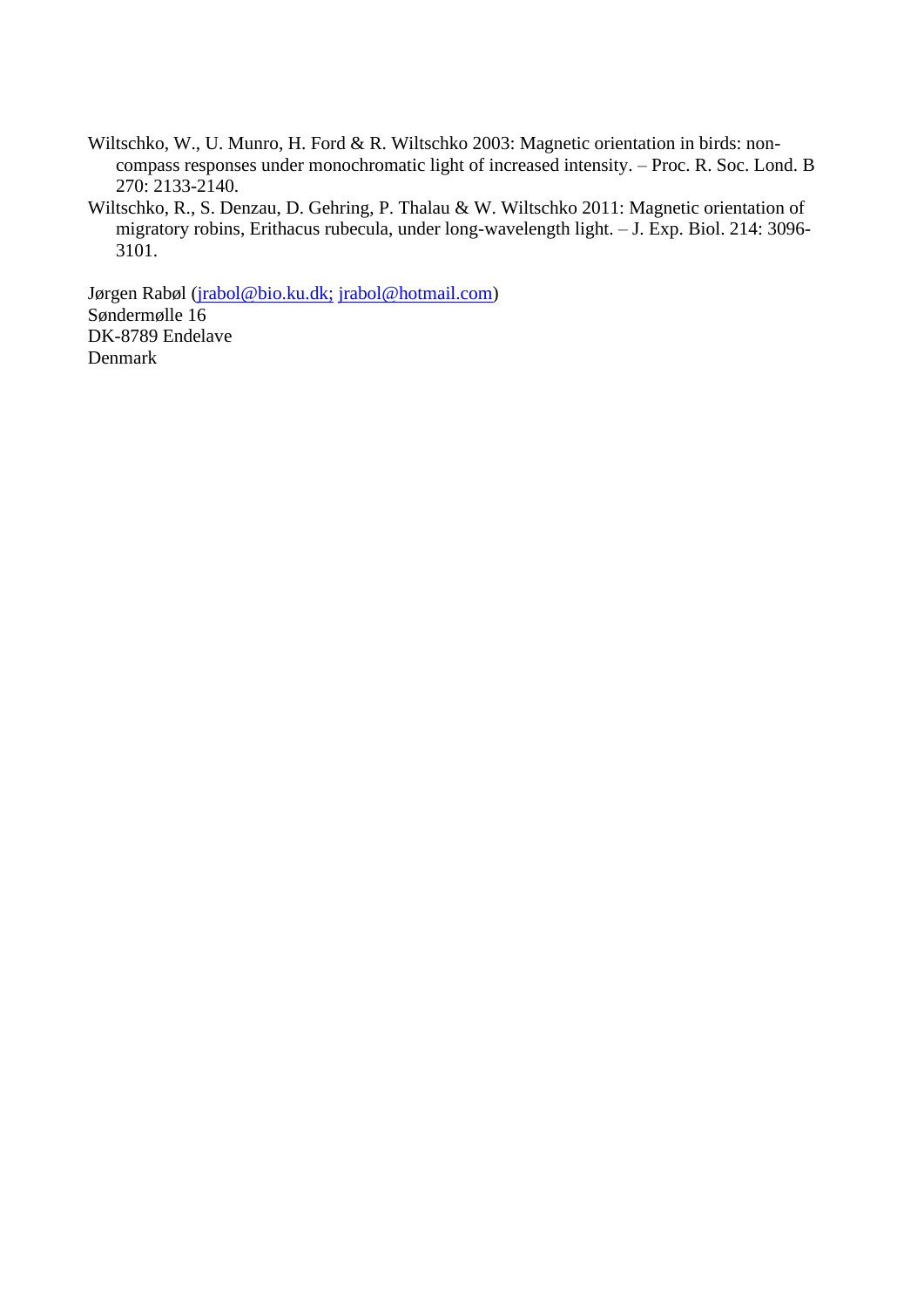Wiltschko, W., U. Munro, H. Ford & R. Wiltschko 2003: Magnetic orientation in birds: non-compass responses under monochromatic light of increased intensity. – Proc. R. Soc. Lond. B 270: 2133-2140.

Wiltschko, R., S. Denzau, D. Gehring, P. Thalau & W. Wiltschko 2011: Magnetic orientation of migratory robins, Erithacus rubecula, under long-wavelength light. – J. Exp. Biol. 214: 3096-3101.

Jørgen Rabøl (jrabol@bio.ku.dk; jrabol@hotmail.com)  
Søndermølle 16  
DK-8789 Endelave  
Denmark